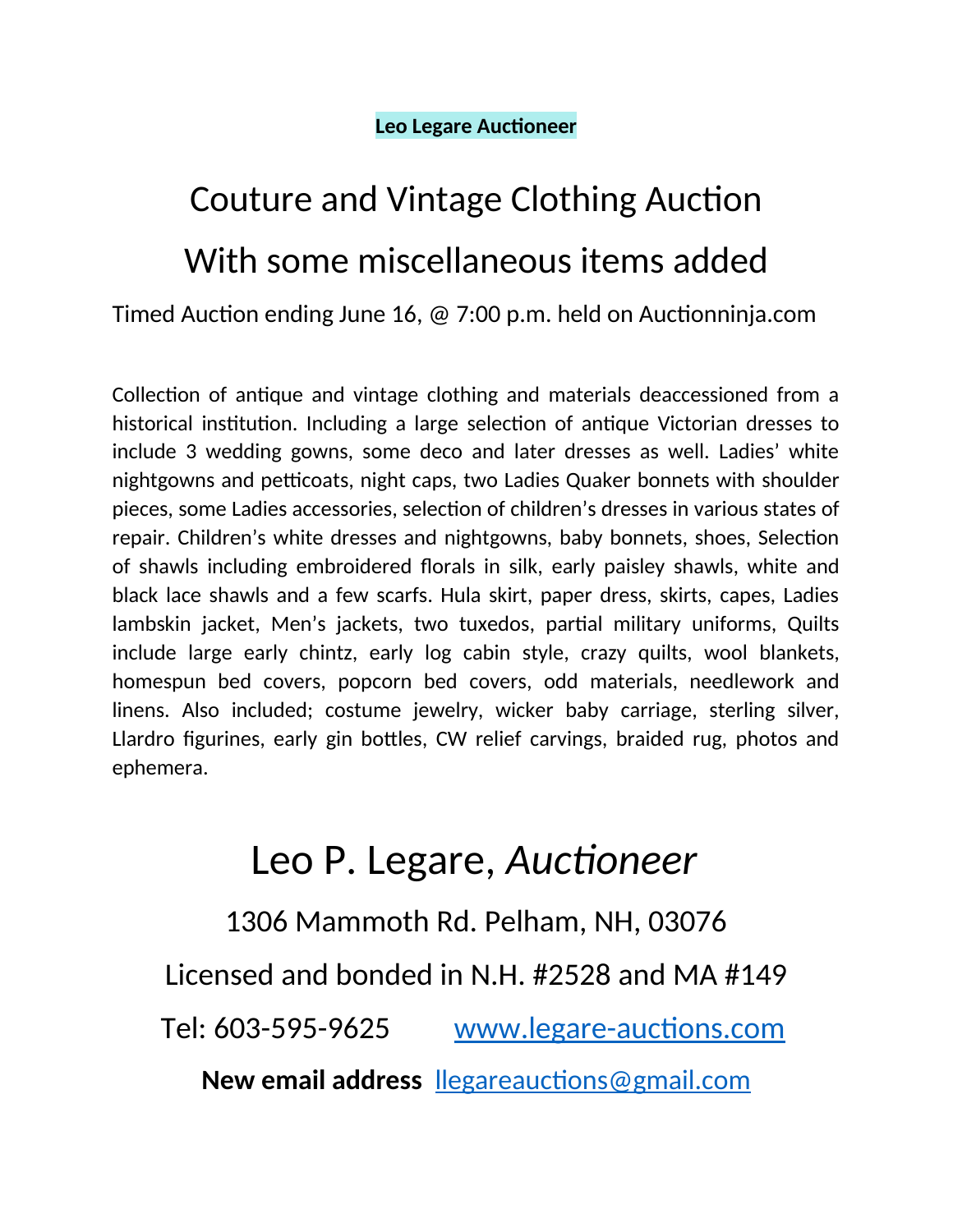**Leo Legare Auctioneer**

# Couture and Vintage Clothing Auction

# With some miscellaneous items added

Timed Auction ending June 16, @ 7:00 p.m. held on Auctionninja.com

Collection of antique and vintage clothing and materials deaccessioned from a historical institution. Including a large selection of antique Victorian dresses to include 3 wedding gowns, some deco and later dresses as well. Ladies' white nightgowns and petticoats, night caps, two Ladies Quaker bonnets with shoulder pieces, some Ladies accessories, selection of children's dresses in various states of repair. Children's white dresses and nightgowns, baby bonnets, shoes, Selection of shawls including embroidered florals in silk, early paisley shawls, white and black lace shawls and a few scarfs. Hula skirt, paper dress, skirts, capes, Ladies lambskin jacket, Men's jackets, two tuxedos, partial military uniforms, Quilts include large early chintz, early log cabin style, crazy quilts, wool blankets, homespun bed covers, popcorn bed covers, odd materials, needlework and linens. Also included; costume jewelry, wicker baby carriage, sterling silver, Llardro figurines, early gin bottles, CW relief carvings, braided rug, photos and ephemera.

## Leo P. Legare, *Auctioneer*

1306 Mammoth Rd. Pelham, NH, 03076

Licensed and bonded in N.H. #2528 and MA #149

Tel: 603-595-9625 www.legare-auctions.com

**New email address** llegareauctions@gmail.com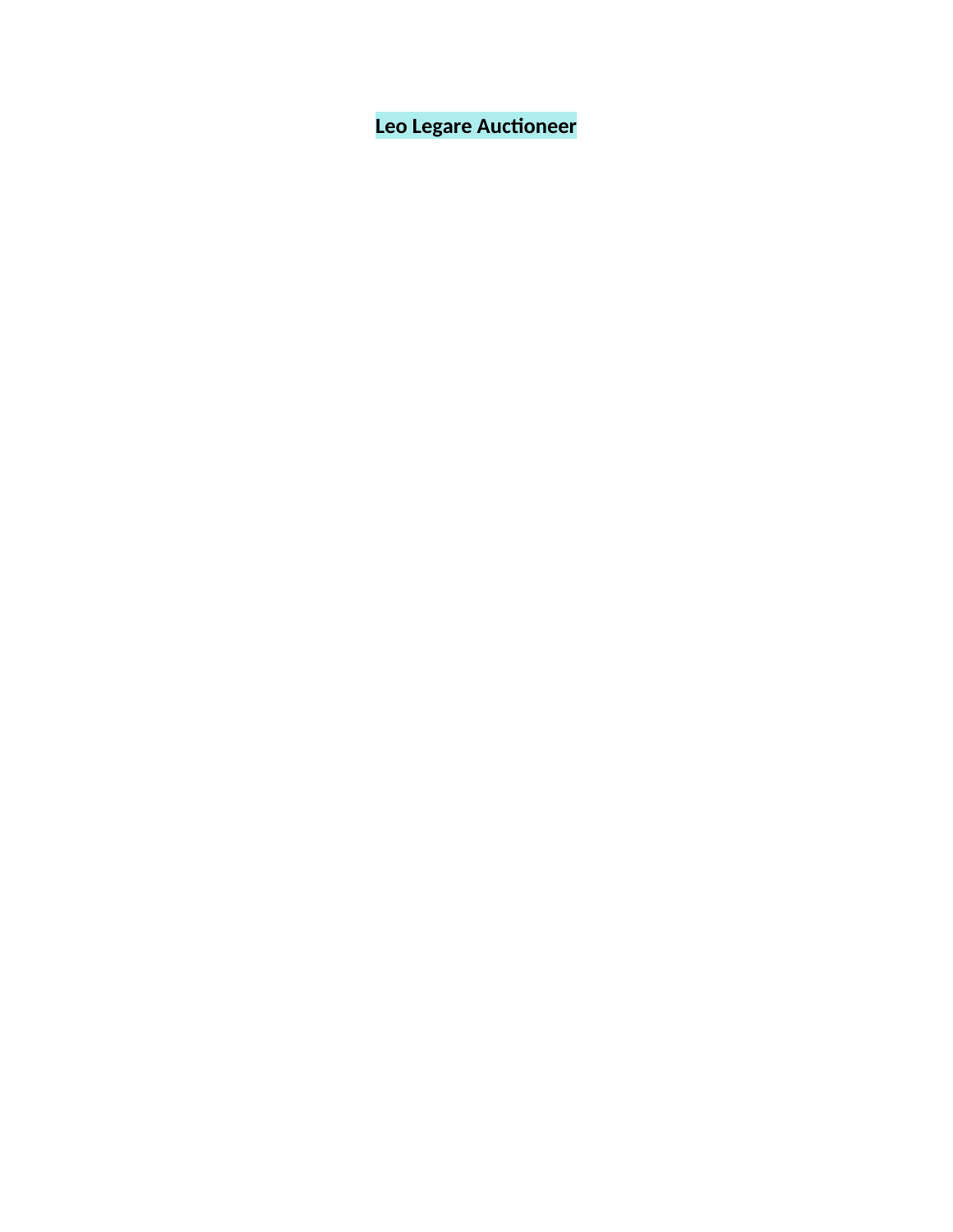**Leo Legare Auctioneer**